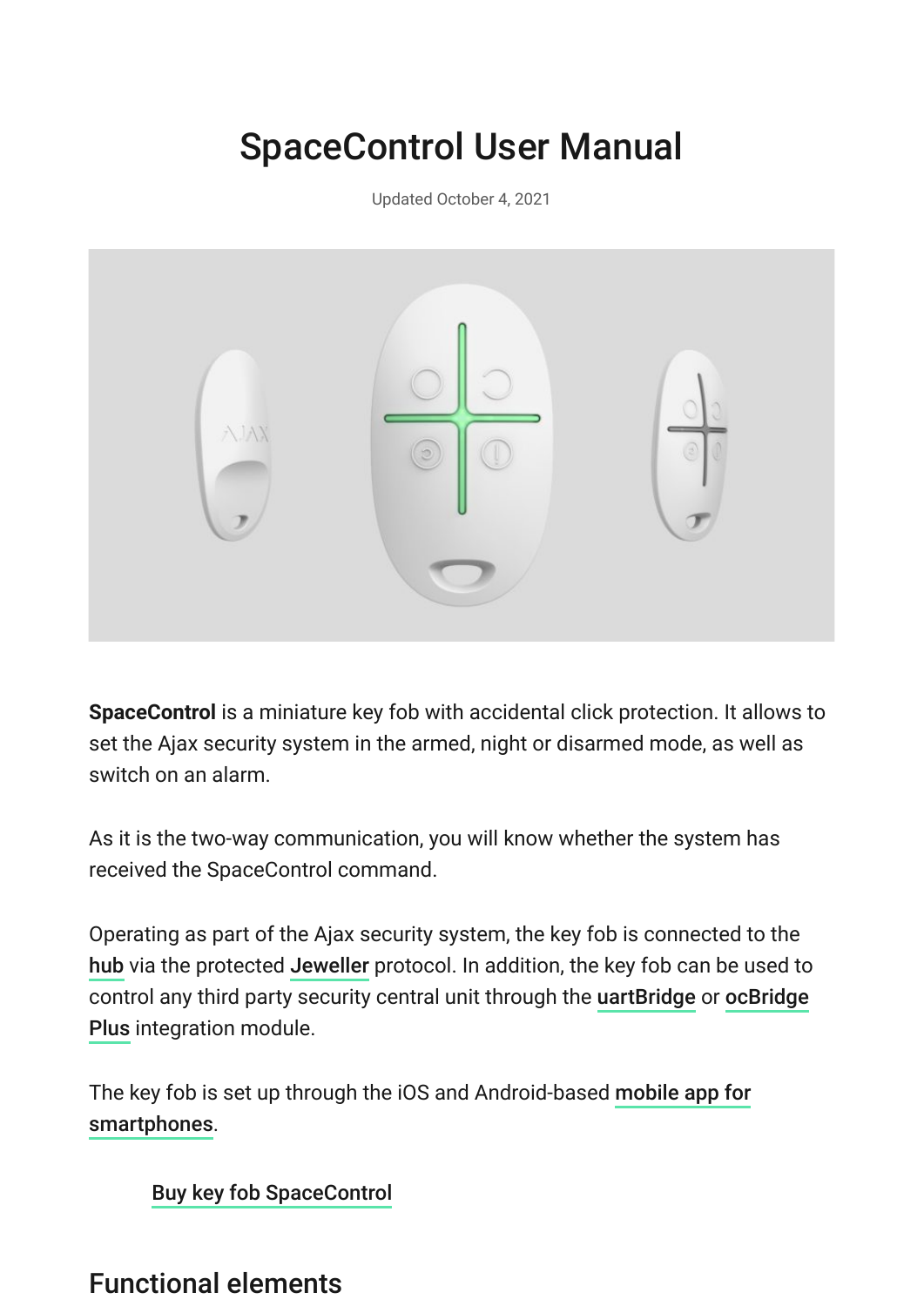# SpaceControl User Manual

Updated October 4, 2021

**SpaceControl** is a miniature key fob with accidental click protection. It allows to set the Ajax security system in the armed, night or disarmed mode, as well as switch on an alarm.

As it is the two-way communication, you will know whether the system has received the SpaceControl command.

Operating as part of the Ajax security system, the key fob is connected to the **hub** via the protected **Jeweller** protocol. In addition, the key fob can be used to control any third party security central unit through the **uartBridge** or **ocBridge Plus** integration module.

The key fob is set up through the iOS and Android-based **mobile app for smartphones**.

**Buy key fob SpaceControl**

## Functional elements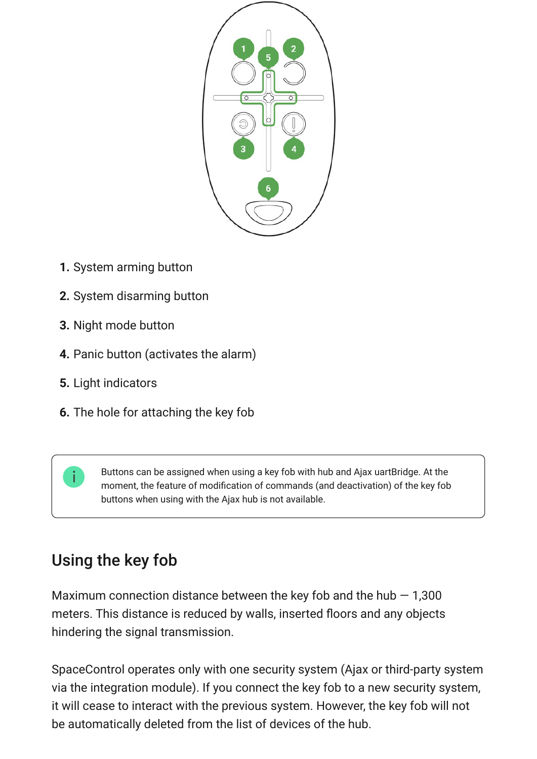1. System arming button
2. System disarming button
3. Night mode button
4. Panic button (activates the alarm)
5. Light indicators
6. The hole for attaching the key fob

> Buttons can be assigned when using a key fob with hub and Ajax uartBridge. At the moment, the feature of modification of commands (and deactivation) of the key fob buttons when using with the Ajax hub is not available.

## Using the key fob

Maximum connection distance between the key fob and the hub — 1,300 meters. This distance is reduced by walls, inserted floors and any objects hindering the signal transmission.

SpaceControl operates only with one security system (Ajax or third-party system via the integration module). If you connect the key fob to a new security system, it will cease to interact with the previous system. However, the key fob will not be automatically deleted from the list of devices of the hub.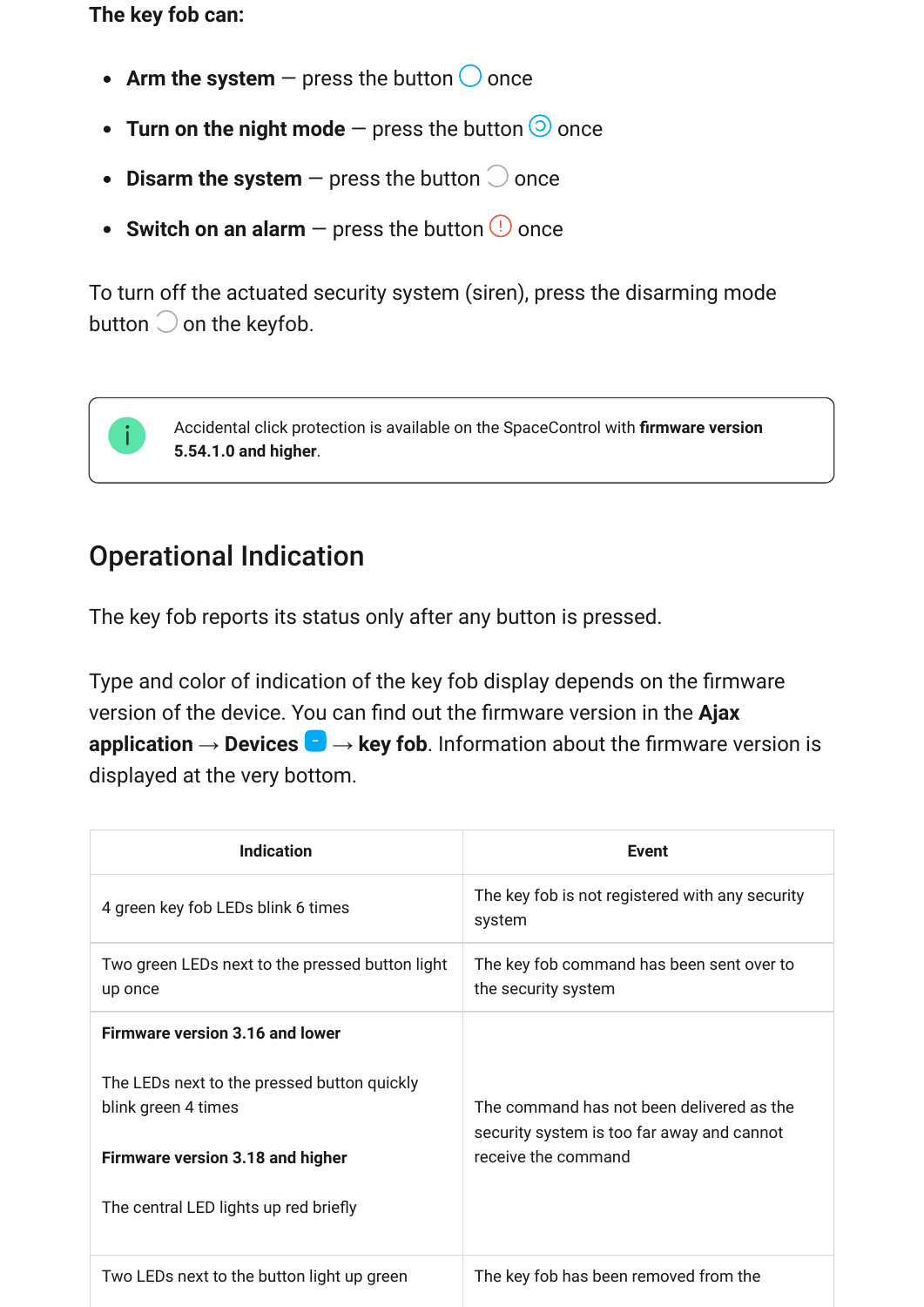**The key fob can:**

- **Arm the system** — press the button ◯ once
- **Turn on the night mode** — press the button ◯ once
- **Disarm the system** — press the button ◯ once
- **Switch on an alarm** — press the button ! once

To turn off the actuated security system (siren), press the disarming mode button ◯ on the keyfob.

> Accidental click protection is available on the SpaceControl with **firmware version 5.54.1.0 and higher**.

## Operational Indication

The key fob reports its status only after any button is pressed.

Type and color of indication of the key fob display depends on the firmware version of the device. You can find out the firmware version in the **Ajax application** → **Devices** → **key fob**. Information about the firmware version is displayed at the very bottom.

| Indication | Event |
|---|---|
| 4 green key fob LEDs blink 6 times | The key fob is not registered with any security system |
| Two green LEDs next to the pressed button light up once | The key fob command has been sent over to the security system |
| **Firmware version 3.16 and lower**<br><br>The LEDs next to the pressed button quickly blink green 4 times<br><br>**Firmware version 3.18 and higher**<br><br>The central LED lights up red briefly | The command has not been delivered as the security system is too far away and cannot receive the command |
| Two LEDs next to the button light up green | The key fob has been removed from the |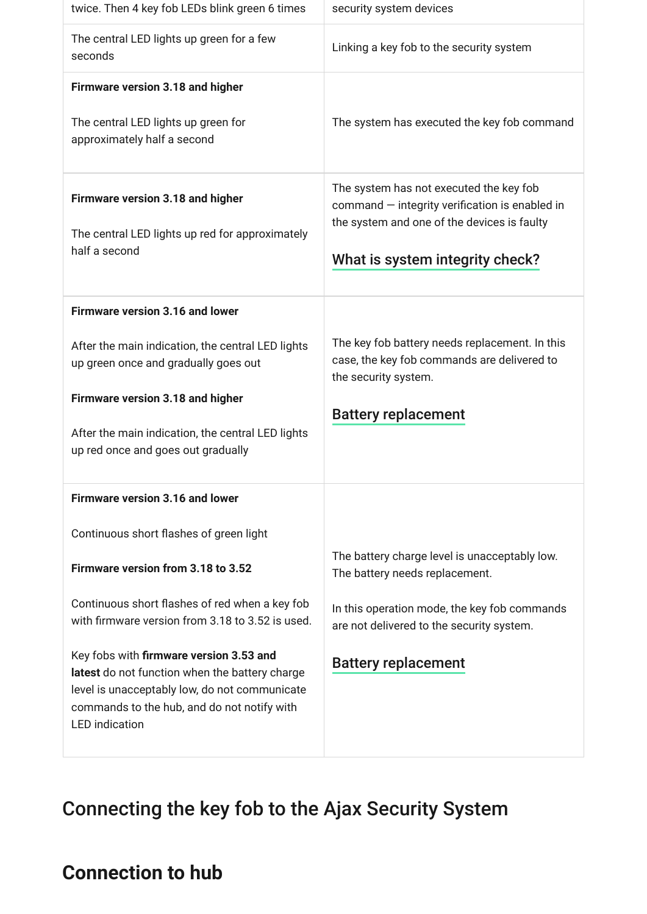| | |
|---|---|
| twice. Then 4 key fob LEDs blink green 6 times | security system devices |
| The central LED lights up green for a few seconds | Linking a key fob to the security system |
| **Firmware version 3.18 and higher**<br><br>The central LED lights up green for approximately half a second | The system has executed the key fob command |
| **Firmware version 3.18 and higher**<br><br>The central LED lights up red for approximately half a second | The system has not executed the key fob command — integrity verification is enabled in the system and one of the devices is faulty<br><br>What is system integrity check? |
| **Firmware version 3.16 and lower**<br><br>After the main indication, the central LED lights up green once and gradually goes out<br><br>**Firmware version 3.18 and higher**<br><br>After the main indication, the central LED lights up red once and goes out gradually | The key fob battery needs replacement. In this case, the key fob commands are delivered to the security system.<br><br>Battery replacement |
| **Firmware version 3.16 and lower**<br><br>Continuous short flashes of green light<br><br>**Firmware version from 3.18 to 3.52**<br><br>Continuous short flashes of red when a key fob with firmware version from 3.18 to 3.52 is used.<br><br>Key fobs with **firmware version 3.53 and latest** do not function when the battery charge level is unacceptably low, do not communicate commands to the hub, and do not notify with LED indication | The battery charge level is unacceptably low. The battery needs replacement.<br><br>In this operation mode, the key fob commands are not delivered to the security system.<br><br>Battery replacement |

## Connecting the key fob to the Ajax Security System

## Connection to hub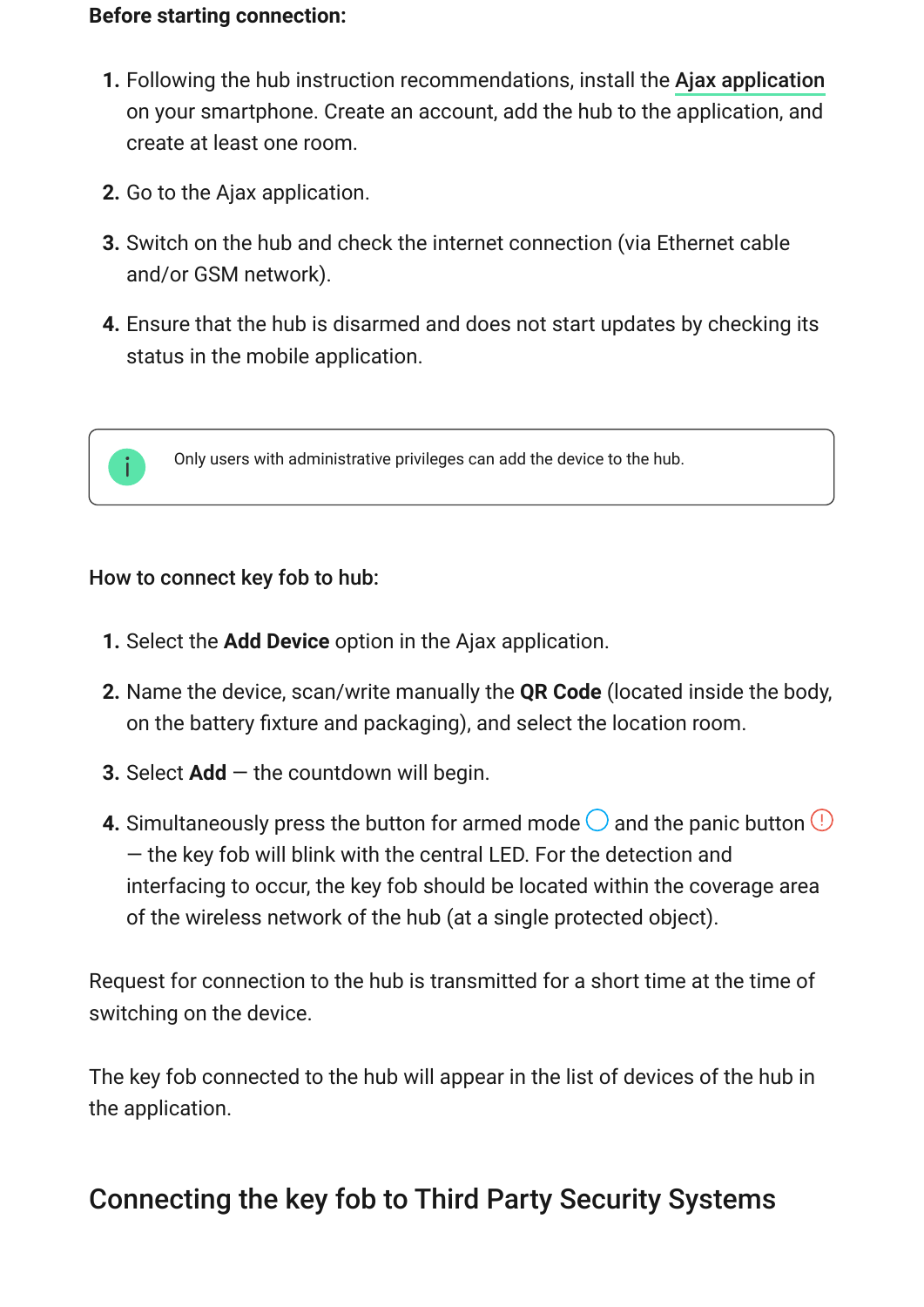**Before starting connection:**

1. Following the hub instruction recommendations, install the Ajax application on your smartphone. Create an account, add the hub to the application, and create at least one room.
2. Go to the Ajax application.
3. Switch on the hub and check the internet connection (via Ethernet cable and/or GSM network).
4. Ensure that the hub is disarmed and does not start updates by checking its status in the mobile application.

> Only users with administrative privileges can add the device to the hub.

How to connect key fob to hub:

1. Select the **Add Device** option in the Ajax application.
2. Name the device, scan/write manually the **QR Code** (located inside the body, on the battery fixture and packaging), and select the location room.
3. Select **Add** — the countdown will begin.
4. Simultaneously press the button for armed mode ○ and the panic button ⓘ — the key fob will blink with the central LED. For the detection and interfacing to occur, the key fob should be located within the coverage area of the wireless network of the hub (at a single protected object).

Request for connection to the hub is transmitted for a short time at the time of switching on the device.

The key fob connected to the hub will appear in the list of devices of the hub in the application.

## Connecting the key fob to Third Party Security Systems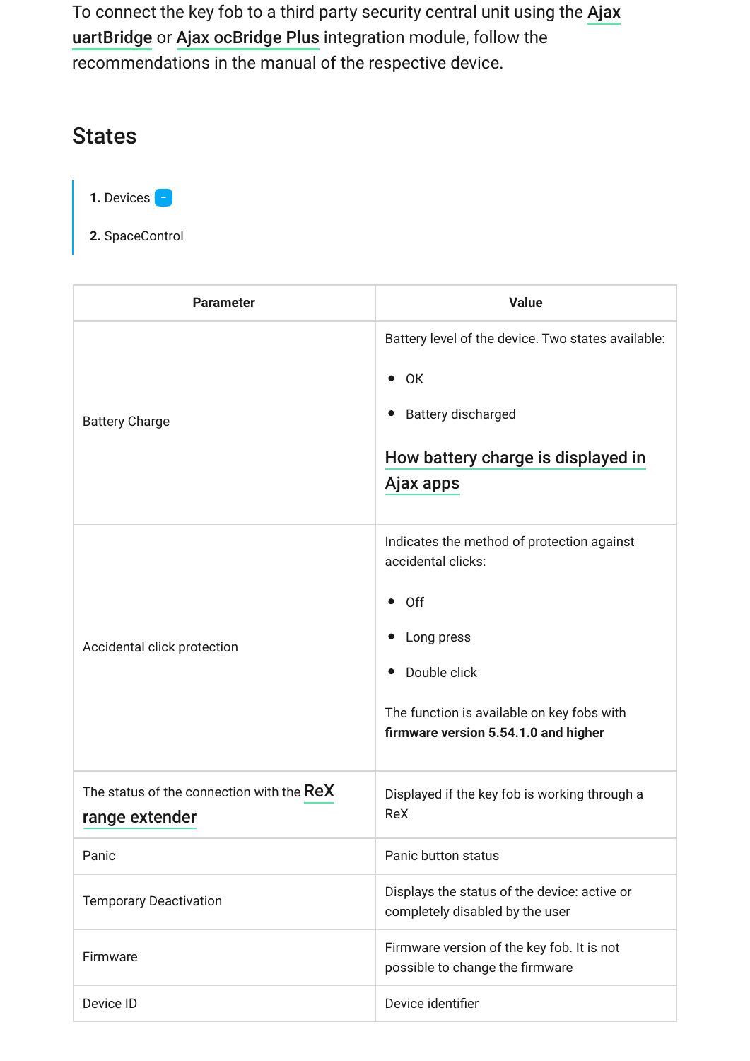To connect the key fob to a third party security central unit using the Ajax uartBridge or Ajax ocBridge Plus integration module, follow the recommendations in the manual of the respective device.

## States

1. Devices
2. SpaceControl

| Parameter | Value |
|---|---|
| Battery Charge | Battery level of the device. Two states available:<br>• OK<br>• Battery discharged<br>How battery charge is displayed in Ajax apps |
| Accidental click protection | Indicates the method of protection against accidental clicks:<br>• Off<br>• Long press<br>• Double click<br>The function is available on key fobs with **firmware version 5.54.1.0 and higher** |
| The status of the connection with the ReX range extender | Displayed if the key fob is working through a ReX |
| Panic | Panic button status |
| Temporary Deactivation | Displays the status of the device: active or completely disabled by the user |
| Firmware | Firmware version of the key fob. It is not possible to change the firmware |
| Device ID | Device identifier |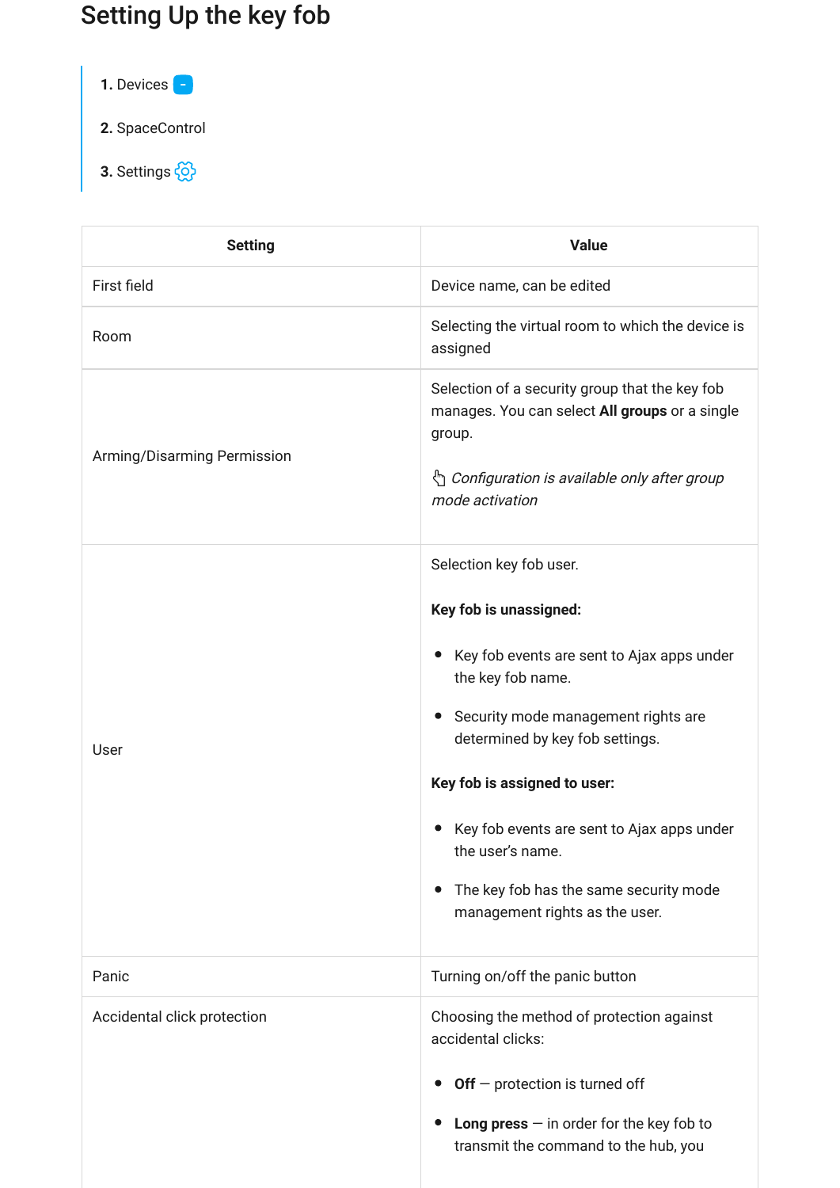## Setting Up the key fob

1. Devices
2. SpaceControl
3. Settings

| Setting | Value |
|---|---|
| First field | Device name, can be edited |
| Room | Selecting the virtual room to which the device is assigned |
| Arming/Disarming Permission | Selection of a security group that the key fob manages. You can select **All groups** or a single group.<br><br>*Configuration is available only after group mode activation* |
| User | Selection key fob user.<br><br>**Key fob is unassigned:**<br><br>• Key fob events are sent to Ajax apps under the key fob name.<br><br>• Security mode management rights are determined by key fob settings.<br><br>**Key fob is assigned to user:**<br><br>• Key fob events are sent to Ajax apps under the user's name.<br><br>• The key fob has the same security mode management rights as the user. |
| Panic | Turning on/off the panic button |
| Accidental click protection | Choosing the method of protection against accidental clicks:<br><br>• **Off** — protection is turned off<br><br>• **Long press** — in order for the key fob to transmit the command to the hub, you |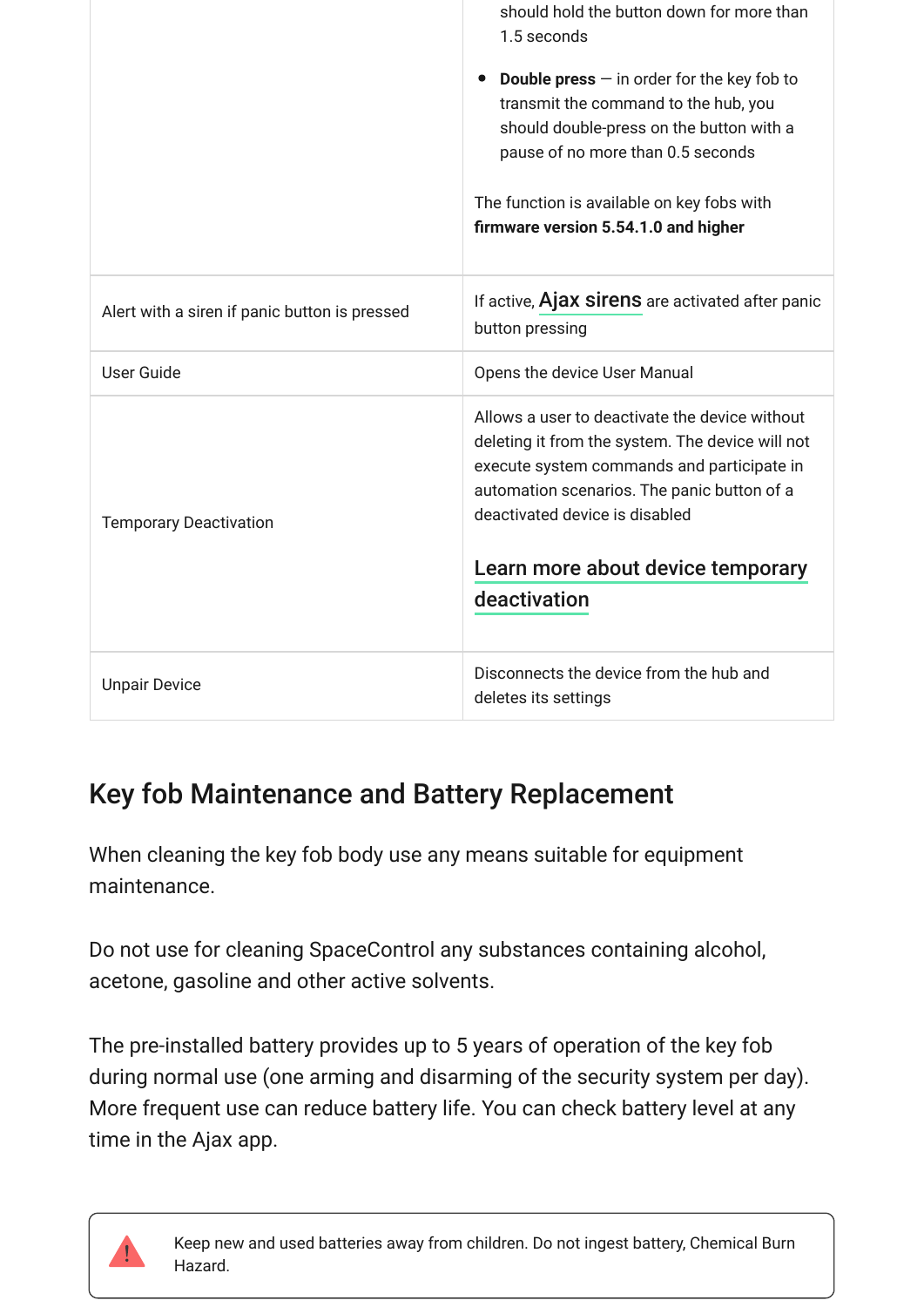| | |
|---|---|
| | should hold the button down for more than 1.5 seconds<br><br>• **Double press** — in order for the key fob to transmit the command to the hub, you should double-press on the button with a pause of no more than 0.5 seconds<br><br>The function is available on key fobs with **firmware version 5.54.1.0 and higher** |
| Alert with a siren if panic button is pressed | If active, Ajax sirens are activated after panic button pressing |
| User Guide | Opens the device User Manual |
| Temporary Deactivation | Allows a user to deactivate the device without deleting it from the system. The device will not execute system commands and participate in automation scenarios. The panic button of a deactivated device is disabled<br><br>Learn more about device temporary deactivation |
| Unpair Device | Disconnects the device from the hub and deletes its settings |

## Key fob Maintenance and Battery Replacement

When cleaning the key fob body use any means suitable for equipment maintenance.

Do not use for cleaning SpaceControl any substances containing alcohol, acetone, gasoline and other active solvents.

The pre-installed battery provides up to 5 years of operation of the key fob during normal use (one arming and disarming of the security system per day). More frequent use can reduce battery life. You can check battery level at any time in the Ajax app.

> Keep new and used batteries away from children. Do not ingest battery, Chemical Burn Hazard.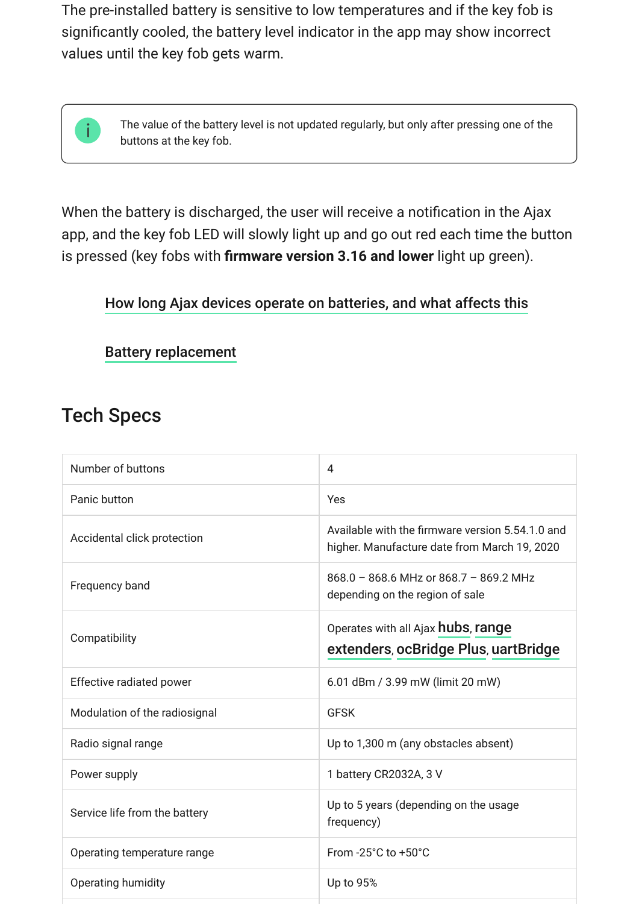The pre-installed battery is sensitive to low temperatures and if the key fob is significantly cooled, the battery level indicator in the app may show incorrect values until the key fob gets warm.

> The value of the battery level is not updated regularly, but only after pressing one of the buttons at the key fob.

When the battery is discharged, the user will receive a notification in the Ajax app, and the key fob LED will slowly light up and go out red each time the button is pressed (key fobs with **firmware version 3.16 and lower** light up green).

How long Ajax devices operate on batteries, and what affects this

Battery replacement

## Tech Specs

| | |
|---|---|
| Number of buttons | 4 |
| Panic button | Yes |
| Accidental click protection | Available with the firmware version 5.54.1.0 and higher. Manufacture date from March 19, 2020 |
| Frequency band | 868.0 – 868.6 MHz or 868.7 – 869.2 MHz depending on the region of sale |
| Compatibility | Operates with all Ajax hubs, range extenders, ocBridge Plus, uartBridge |
| Effective radiated power | 6.01 dBm / 3.99 mW (limit 20 mW) |
| Modulation of the radiosignal | GFSK |
| Radio signal range | Up to 1,300 m (any obstacles absent) |
| Power supply | 1 battery CR2032A, 3 V |
| Service life from the battery | Up to 5 years (depending on the usage frequency) |
| Operating temperature range | From -25°C to +50°C |
| Operating humidity | Up to 95% |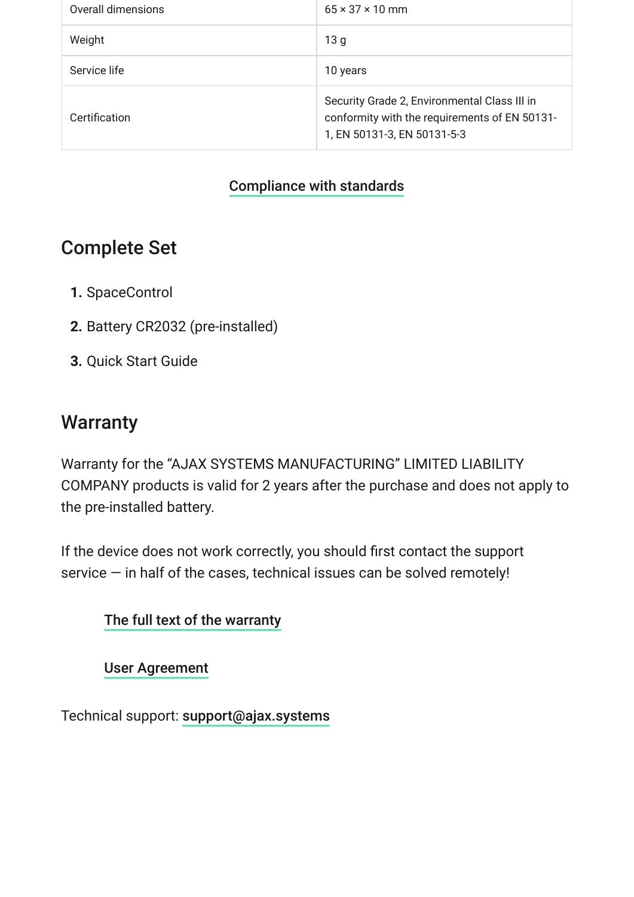| | |
|---|---|
| Overall dimensions | 65 × 37 × 10 mm |
| Weight | 13 g |
| Service life | 10 years |
| Certification | Security Grade 2, Environmental Class III in conformity with the requirements of EN 50131-1, EN 50131-3, EN 50131-5-3 |

Compliance with standards

## Complete Set

1. SpaceControl
2. Battery CR2032 (pre-installed)
3. Quick Start Guide

## Warranty

Warranty for the “AJAX SYSTEMS MANUFACTURING” LIMITED LIABILITY COMPANY products is valid for 2 years after the purchase and does not apply to the pre-installed battery.

If the device does not work correctly, you should first contact the support service — in half of the cases, technical issues can be solved remotely!

The full text of the warranty

User Agreement

Technical support: support@ajax.systems